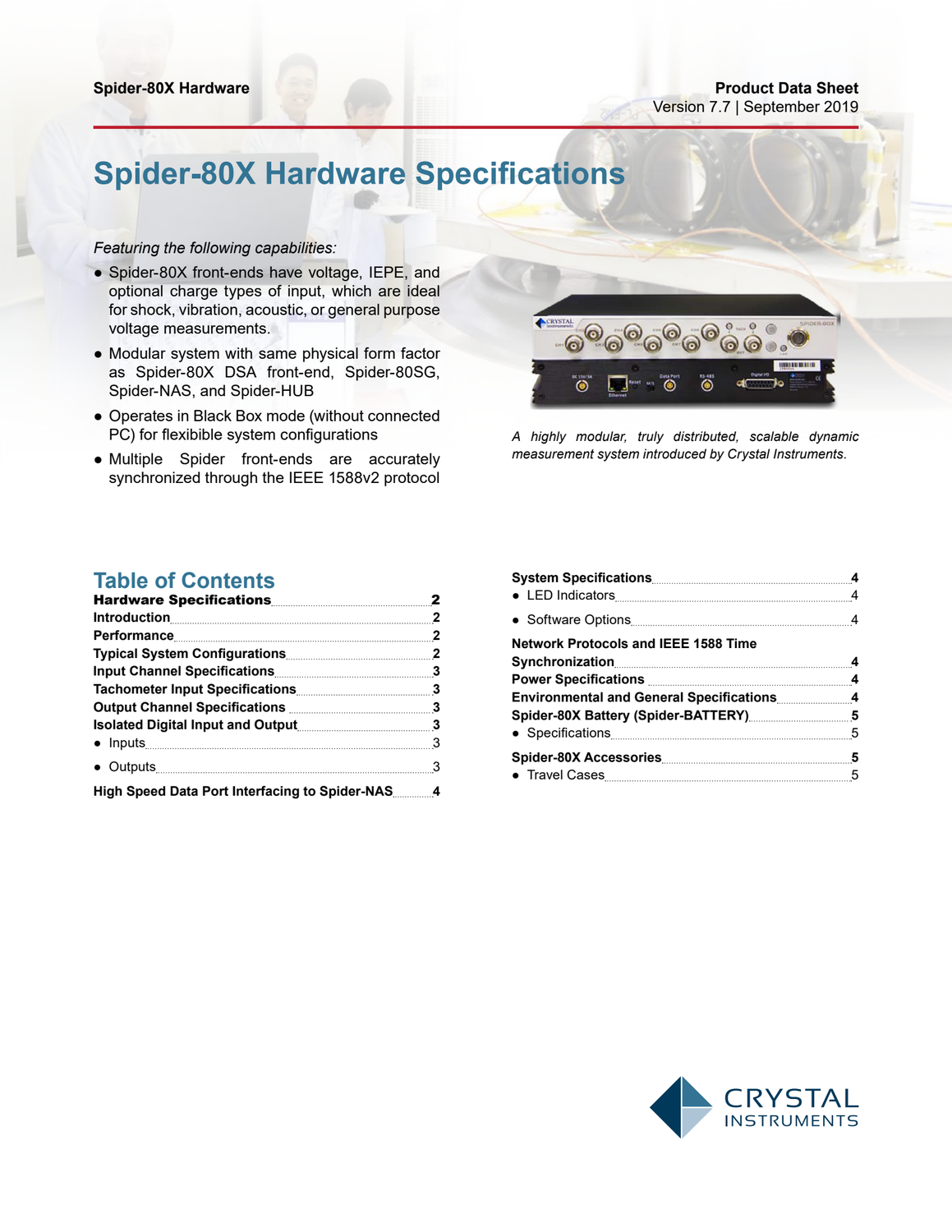Spider-80X Hardware

**Product Data Sheet**
Version 7.7 | September 2019

# Spider-80X Hardware Specifications

*Featuring the following capabilities:*

- Spider-80X front-ends have voltage, IEPE, and optional charge types of input, which are ideal for shock, vibration, acoustic, or general purpose voltage measurements.
- Modular system with same physical form factor as Spider-80X DSA front-end, Spider-80SG, Spider-NAS, and Spider-HUB
- Operates in Black Box mode (without connected PC) for flexible system configurations
- Multiple Spider front-ends are accurately synchronized through the IEEE 1588v2 protocol

*A highly modular, truly distributed, scalable dynamic measurement system introduced by Crystal Instruments.*

## Table of Contents

**Hardware Specifications** ..... **2**
**Introduction** ..... **2**
**Performance** ..... **2**
**Typical System Configurations** ..... **2**
**Input Channel Specifications** ..... **3**
**Tachometer Input Specifications** ..... **3**
**Output Channel Specifications** ..... **3**
**Isolated Digital Input and Output** ..... **3**
- Inputs ..... 3
- Outputs ..... 3

**High Speed Data Port Interfacing to Spider-NAS** ..... **4**
**System Specifications** ..... **4**
- LED Indicators ..... 4
- Software Options ..... 4

**Network Protocols and IEEE 1588 Time Synchronization** ..... **4**
**Power Specifications** ..... **4**
**Environmental and General Specifications** ..... **4**
**Spider-80X Battery (Spider-BATTERY)** ..... **5**
- Specifications ..... 5

**Spider-80X Accessories** ..... **5**
- Travel Cases ..... 5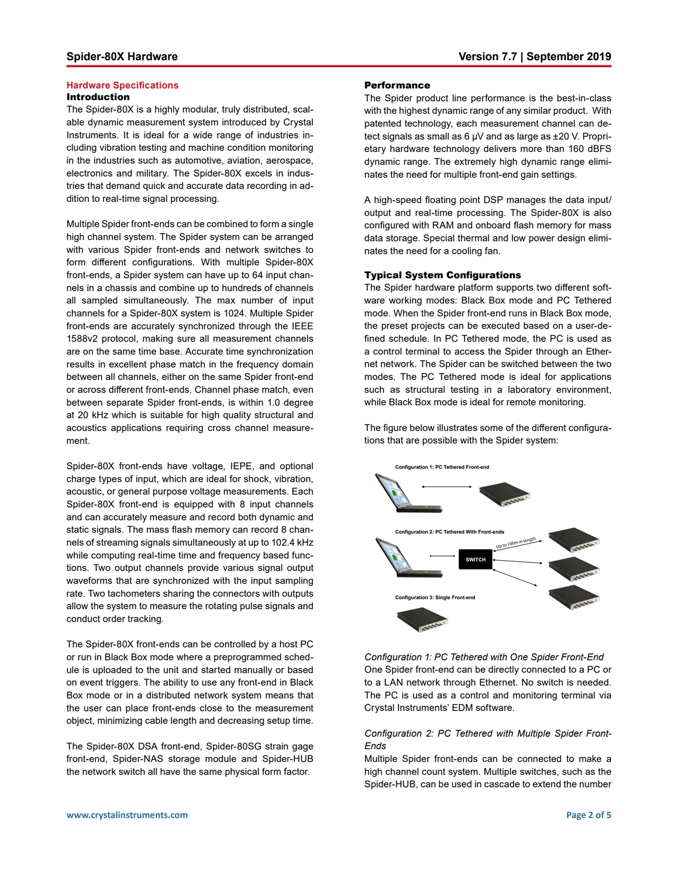## Hardware Specifications

### Introduction

The Spider-80X is a highly modular, truly distributed, scalable dynamic measurement system introduced by Crystal Instruments. It is ideal for a wide range of industries including vibration testing and machine condition monitoring in the industries such as automotive, aviation, aerospace, electronics and military. The Spider-80X excels in industries that demand quick and accurate data recording in addition to real-time signal processing.

Multiple Spider front-ends can be combined to form a single high channel system. The Spider system can be arranged with various Spider front-ends and network switches to form different configurations. With multiple Spider-80X front-ends, a Spider system can have up to 64 input channels in a chassis and combine up to hundreds of channels all sampled simultaneously. The max number of input channels for a Spider-80X system is 1024. Multiple Spider front-ends are accurately synchronized through the IEEE 1588v2 protocol, making sure all measurement channels are on the same time base. Accurate time synchronization results in excellent phase match in the frequency domain between all channels, either on the same Spider front-end or across different front-ends. Channel phase match, even between separate Spider front-ends, is within 1.0 degree at 20 kHz which is suitable for high quality structural and acoustics applications requiring cross channel measurement.

Spider-80X front-ends have voltage, IEPE, and optional charge types of input, which are ideal for shock, vibration, acoustic, or general purpose voltage measurements. Each Spider-80X front-end is equipped with 8 input channels and can accurately measure and record both dynamic and static signals. The mass flash memory can record 8 channels of streaming signals simultaneously at up to 102.4 kHz while computing real-time time and frequency based functions. Two output channels provide various signal output waveforms that are synchronized with the input sampling rate. Two tachometers sharing the connectors with outputs allow the system to measure the rotating pulse signals and conduct order tracking.

The Spider-80X front-ends can be controlled by a host PC or run in Black Box mode where a preprogrammed schedule is uploaded to the unit and started manually or based on event triggers. The ability to use any front-end in Black Box mode or in a distributed network system means that the user can place front-ends close to the measurement object, minimizing cable length and decreasing setup time.

The Spider-80X DSA front-end, Spider-80SG strain gage front-end, Spider-NAS storage module and Spider-HUB the network switch all have the same physical form factor.

### Performance

The Spider product line performance is the best-in-class with the highest dynamic range of any similar product. With patented technology, each measurement channel can detect signals as small as 6 μV and as large as ±20 V. Proprietary hardware technology delivers more than 160 dBFS dynamic range. The extremely high dynamic range eliminates the need for multiple front-end gain settings.

A high-speed floating point DSP manages the data input/output and real-time processing. The Spider-80X is also configured with RAM and onboard flash memory for mass data storage. Special thermal and low power design eliminates the need for a cooling fan.

### Typical System Configurations

The Spider hardware platform supports two different software working modes: Black Box mode and PC Tethered mode. When the Spider front-end runs in Black Box mode, the preset projects can be executed based on a user-defined schedule. In PC Tethered mode, the PC is used as a control terminal to access the Spider through an Ethernet network. The Spider can be switched between the two modes. The PC Tethered mode is ideal for applications such as structural testing in a laboratory environment, while Black Box mode is ideal for remote monitoring.

The figure below illustrates some of the different configurations that are possible with the Spider system:

Configuration 1: PC Tethered Front-end

Configuration 2: PC Tethered With Front-ends

SWITCH

Up to 100m in length

Configuration 3: Single Front-end

*Configuration 1: PC Tethered with One Spider Front-End*

One Spider front-end can be directly connected to a PC or to a LAN network through Ethernet. No switch is needed. The PC is used as a control and monitoring terminal via Crystal Instruments' EDM software.

*Configuration 2: PC Tethered with Multiple Spider Front-Ends*

Multiple Spider front-ends can be connected to make a high channel count system. Multiple switches, such as the Spider-HUB, can be used in cascade to extend the number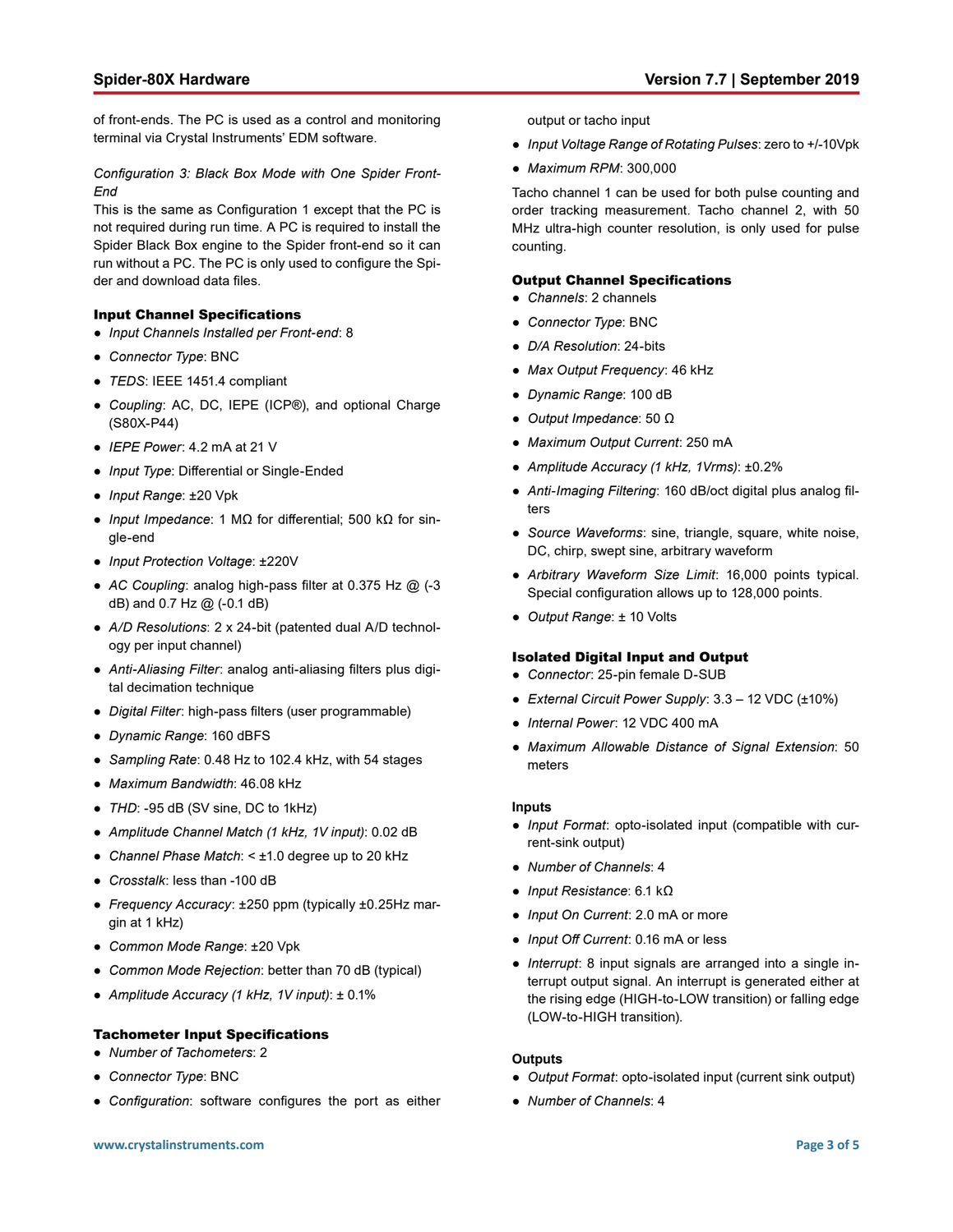of front-ends. The PC is used as a control and monitoring terminal via Crystal Instruments' EDM software.

*Configuration 3: Black Box Mode with One Spider Front-End*

This is the same as Configuration 1 except that the PC is not required during run time. A PC is required to install the Spider Black Box engine to the Spider front-end so it can run without a PC. The PC is only used to configure the Spider and download data files.

### Input Channel Specifications

- *Input Channels Installed per Front-end*: 8
- *Connector Type*: BNC
- *TEDS*: IEEE 1451.4 compliant
- *Coupling*: AC, DC, IEPE (ICP®), and optional Charge (S80X-P44)
- *IEPE Power*: 4.2 mA at 21 V
- *Input Type*: Differential or Single-Ended
- *Input Range*: ±20 Vpk
- *Input Impedance*: 1 MΩ for differential; 500 kΩ for single-end
- *Input Protection Voltage*: ±220V
- *AC Coupling*: analog high-pass filter at 0.375 Hz @ (-3 dB) and 0.7 Hz @ (-0.1 dB)
- *A/D Resolutions*: 2 x 24-bit (patented dual A/D technology per input channel)
- *Anti-Aliasing Filter*: analog anti-aliasing filters plus digital decimation technique
- *Digital Filter*: high-pass filters (user programmable)
- *Dynamic Range*: 160 dBFS
- *Sampling Rate*: 0.48 Hz to 102.4 kHz, with 54 stages
- *Maximum Bandwidth*: 46.08 kHz
- *THD*: -95 dB (SV sine, DC to 1kHz)
- *Amplitude Channel Match (1 kHz, 1V input)*: 0.02 dB
- *Channel Phase Match*: < ±1.0 degree up to 20 kHz
- *Crosstalk*: less than -100 dB
- *Frequency Accuracy*: ±250 ppm (typically ±0.25Hz margin at 1 kHz)
- *Common Mode Range*: ±20 Vpk
- *Common Mode Rejection*: better than 70 dB (typical)
- *Amplitude Accuracy (1 kHz, 1V input)*: ± 0.1%

### Tachometer Input Specifications

- *Number of Tachometers*: 2
- *Connector Type*: BNC
- *Configuration*: software configures the port as either output or tacho input
- *Input Voltage Range of Rotating Pulses*: zero to +/-10Vpk
- *Maximum RPM*: 300,000

Tacho channel 1 can be used for both pulse counting and order tracking measurement. Tacho channel 2, with 50 MHz ultra-high counter resolution, is only used for pulse counting.

### Output Channel Specifications

- *Channels*: 2 channels
- *Connector Type*: BNC
- *D/A Resolution*: 24-bits
- *Max Output Frequency*: 46 kHz
- *Dynamic Range*: 100 dB
- *Output Impedance*: 50 Ω
- *Maximum Output Current*: 250 mA
- *Amplitude Accuracy (1 kHz, 1Vrms)*: ±0.2%
- *Anti-Imaging Filtering*: 160 dB/oct digital plus analog filters
- *Source Waveforms*: sine, triangle, square, white noise, DC, chirp, swept sine, arbitrary waveform
- *Arbitrary Waveform Size Limit*: 16,000 points typical. Special configuration allows up to 128,000 points.
- *Output Range*: ± 10 Volts

### Isolated Digital Input and Output

- *Connector*: 25-pin female D-SUB
- *External Circuit Power Supply*: 3.3 – 12 VDC (±10%)
- *Internal Power*: 12 VDC 400 mA
- *Maximum Allowable Distance of Signal Extension*: 50 meters

#### Inputs

- *Input Format*: opto-isolated input (compatible with current-sink output)
- *Number of Channels*: 4
- *Input Resistance*: 6.1 kΩ
- *Input On Current*: 2.0 mA or more
- *Input Off Current*: 0.16 mA or less
- *Interrupt*: 8 input signals are arranged into a single interrupt output signal. An interrupt is generated either at the rising edge (HIGH-to-LOW transition) or falling edge (LOW-to-HIGH transition).

#### Outputs

- *Output Format*: opto-isolated input (current sink output)
- *Number of Channels*: 4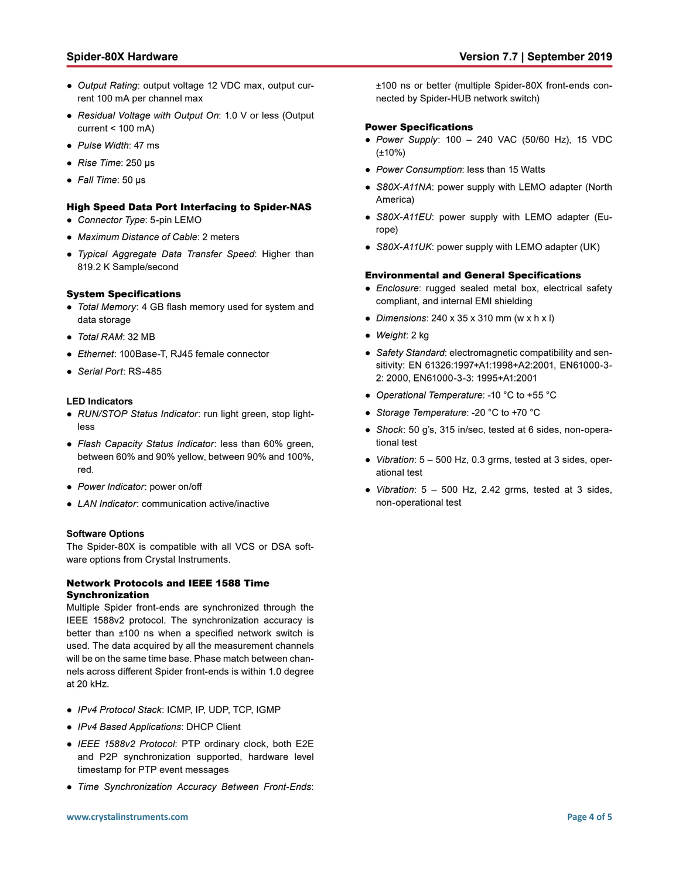- *Output Rating*: output voltage 12 VDC max, output current 100 mA per channel max
- *Residual Voltage with Output On*: 1.0 V or less (Output current < 100 mA)
- *Pulse Width*: 47 ms
- *Rise Time*: 250 μs
- *Fall Time*: 50 μs

### High Speed Data Port Interfacing to Spider-NAS

- *Connector Type*: 5-pin LEMO
- *Maximum Distance of Cable*: 2 meters
- *Typical Aggregate Data Transfer Speed*: Higher than 819.2 K Sample/second

### System Specifications

- *Total Memory*: 4 GB flash memory used for system and data storage
- *Total RAM*: 32 MB
- *Ethernet*: 100Base-T, RJ45 female connector
- *Serial Port*: RS-485

### LED Indicators

- *RUN/STOP Status Indicator*: run light green, stop lightless
- *Flash Capacity Status Indicator*: less than 60% green, between 60% and 90% yellow, between 90% and 100%, red.
- *Power Indicator*: power on/off
- *LAN Indicator*: communication active/inactive

### Software Options

The Spider-80X is compatible with all VCS or DSA software options from Crystal Instruments.

### Network Protocols and IEEE 1588 Time Synchronization

Multiple Spider front-ends are synchronized through the IEEE 1588v2 protocol. The synchronization accuracy is better than ±100 ns when a specified network switch is used. The data acquired by all the measurement channels will be on the same time base. Phase match between channels across different Spider front-ends is within 1.0 degree at 20 kHz.

- *IPv4 Protocol Stack*: ICMP, IP, UDP, TCP, IGMP
- *IPv4 Based Applications*: DHCP Client
- *IEEE 1588v2 Protocol*: PTP ordinary clock, both E2E and P2P synchronization supported, hardware level timestamp for PTP event messages
- *Time Synchronization Accuracy Between Front-Ends*: ±100 ns or better (multiple Spider-80X front-ends connected by Spider-HUB network switch)

### Power Specifications

- *Power Supply*: 100 – 240 VAC (50/60 Hz), 15 VDC (±10%)
- *Power Consumption*: less than 15 Watts
- *S80X-A11NA*: power supply with LEMO adapter (North America)
- *S80X-A11EU*: power supply with LEMO adapter (Europe)
- *S80X-A11UK*: power supply with LEMO adapter (UK)

### Environmental and General Specifications

- *Enclosure*: rugged sealed metal box, electrical safety compliant, and internal EMI shielding
- *Dimensions*: 240 x 35 x 310 mm (w x h x l)
- *Weight*: 2 kg
- *Safety Standard*: electromagnetic compatibility and sensitivity: EN 61326:1997+A1:1998+A2:2001, EN61000-3-2: 2000, EN61000-3-3: 1995+A1:2001
- *Operational Temperature*: -10 °C to +55 °C
- *Storage Temperature*: -20 °C to +70 °C
- *Shock*: 50 g's, 315 in/sec, tested at 6 sides, non-operational test
- *Vibration*: 5 – 500 Hz, 0.3 grms, tested at 3 sides, operational test
- *Vibration*: 5 – 500 Hz, 2.42 grms, tested at 3 sides, non-operational test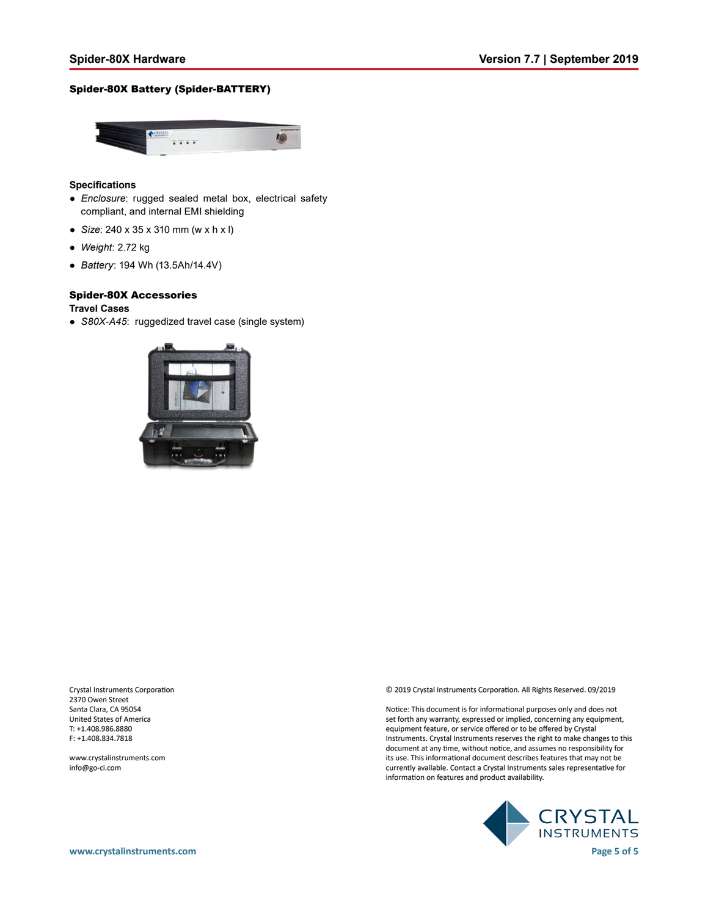### Spider-80X Battery (Spider-BATTERY)

**Specifications**

- *Enclosure*: rugged sealed metal box, electrical safety compliant, and internal EMI shielding
- *Size*: 240 x 35 x 310 mm (w x h x l)
- *Weight*: 2.72 kg
- *Battery*: 194 Wh (13.5Ah/14.4V)

### Spider-80X Accessories

**Travel Cases**

- *S80X-A45*: ruggedized travel case (single system)

Crystal Instruments Corporation
2370 Owen Street
Santa Clara, CA 95054
United States of America
T: +1.408.986.8880
F: +1.408.834.7818

www.crystalinstruments.com
info@go-ci.com

© 2019 Crystal Instruments Corporation. All Rights Reserved. 09/2019

Notice: This document is for informational purposes only and does not set forth any warranty, expressed or implied, concerning any equipment, equipment feature, or service offered or to be offered by Crystal Instruments. Crystal Instruments reserves the right to make changes to this document at any time, without notice, and assumes no responsibility for its use. This informational document describes features that may not be currently available. Contact a Crystal Instruments sales representative for information on features and product availability.